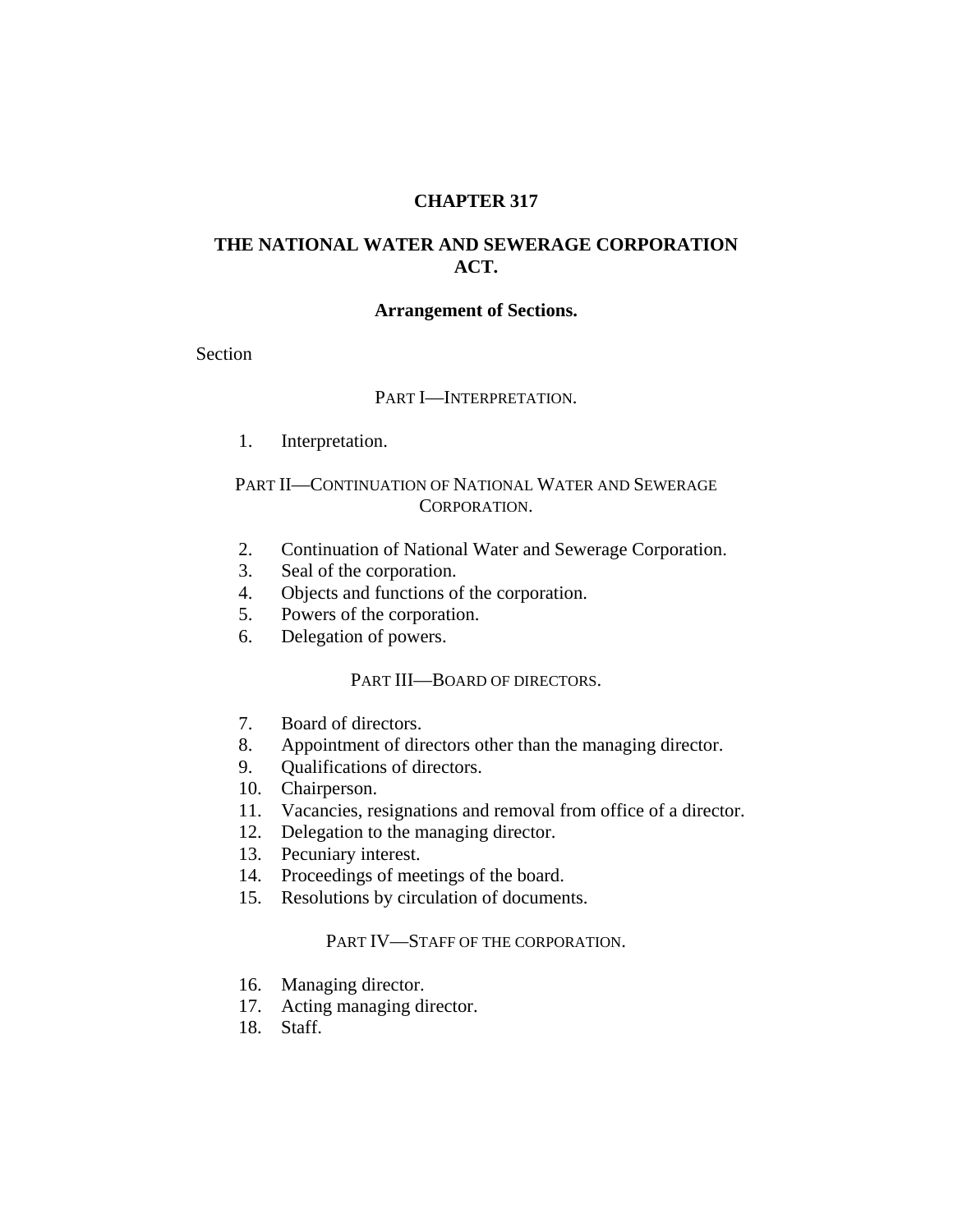# CHAPTER 317

# THE NATIONAL WATER AND SEWERAGE CORPORATION ACT.

## Arrangement of Sections.

Section

### PART I—INTERPRETATION.

1. Interpretation.

### PART II—CONTINUATION OF NATIONAL WATER AND SEWERAGE CORPORATION.

2. Continuation of National Water and Sewerage Corporation.
3. Seal of the corporation.
4. Objects and functions of the corporation.
5. Powers of the corporation.
6. Delegation of powers.

### PART III—BOARD OF DIRECTORS.

7. Board of directors.
8. Appointment of directors other than the managing director.
9. Qualifications of directors.
10. Chairperson.
11. Vacancies, resignations and removal from office of a director.
12. Delegation to the managing director.
13. Pecuniary interest.
14. Proceedings of meetings of the board.
15. Resolutions by circulation of documents.

### PART IV—STAFF OF THE CORPORATION.

16. Managing director.
17. Acting managing director.
18. Staff.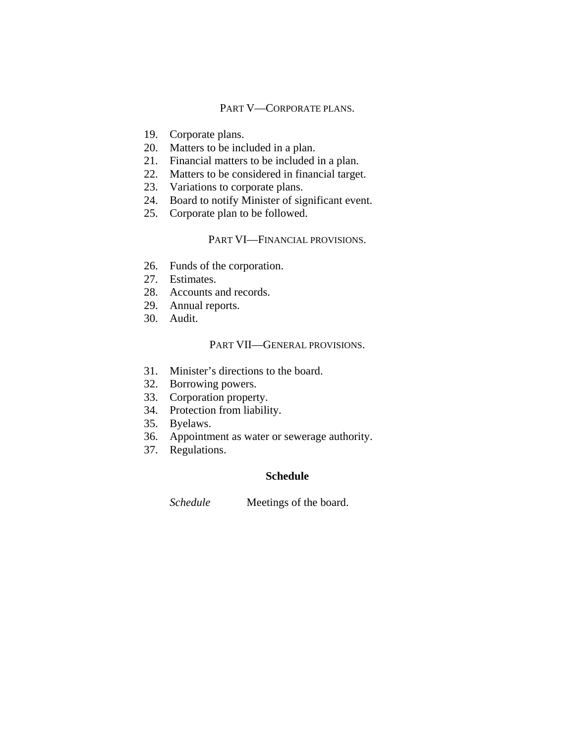PART V—CORPORATE PLANS.

19. Corporate plans.
20. Matters to be included in a plan.
21. Financial matters to be included in a plan.
22. Matters to be considered in financial target.
23. Variations to corporate plans.
24. Board to notify Minister of significant event.
25. Corporate plan to be followed.

PART VI—FINANCIAL PROVISIONS.

26. Funds of the corporation.
27. Estimates.
28. Accounts and records.
29. Annual reports.
30. Audit.

PART VII—GENERAL PROVISIONS.

31. Minister's directions to the board.
32. Borrowing powers.
33. Corporation property.
34. Protection from liability.
35. Byelaws.
36. Appointment as water or sewerage authority.
37. Regulations.

**Schedule**

*Schedule* Meetings of the board.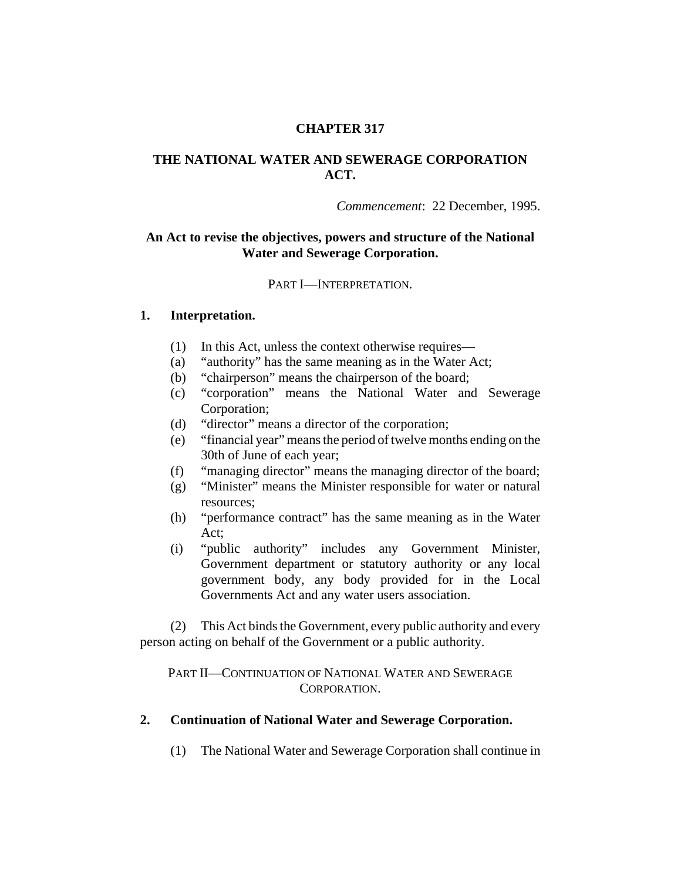# CHAPTER 317

# THE NATIONAL WATER AND SEWERAGE CORPORATION ACT.

*Commencement*: 22 December, 1995.

**An Act to revise the objectives, powers and structure of the National Water and Sewerage Corporation.**

PART I—INTERPRETATION.

## 1. Interpretation.

(1) In this Act, unless the context otherwise requires—

(a) "authority" has the same meaning as in the Water Act;

(b) "chairperson" means the chairperson of the board;

(c) "corporation" means the National Water and Sewerage Corporation;

(d) "director" means a director of the corporation;

(e) "financial year" means the period of twelve months ending on the 30th of June of each year;

(f) "managing director" means the managing director of the board;

(g) "Minister" means the Minister responsible for water or natural resources;

(h) "performance contract" has the same meaning as in the Water Act;

(i) "public authority" includes any Government Minister, Government department or statutory authority or any local government body, any body provided for in the Local Governments Act and any water users association.

(2) This Act binds the Government, every public authority and every person acting on behalf of the Government or a public authority.

PART II—CONTINUATION OF NATIONAL WATER AND SEWERAGE CORPORATION.

## 2. Continuation of National Water and Sewerage Corporation.

(1) The National Water and Sewerage Corporation shall continue in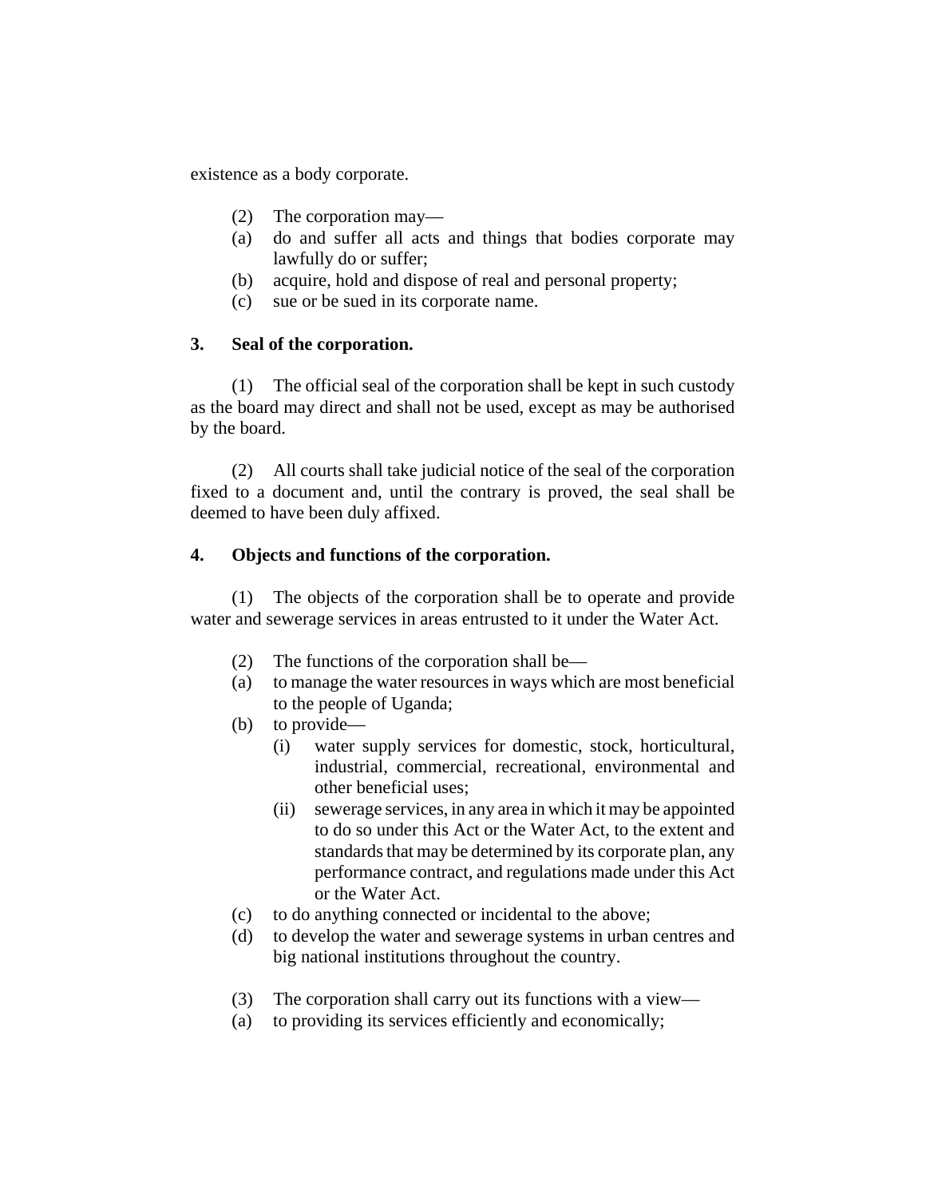existence as a body corporate.

(2) The corporation may—

(a) do and suffer all acts and things that bodies corporate may lawfully do or suffer;

(b) acquire, hold and dispose of real and personal property;

(c) sue or be sued in its corporate name.

**3. Seal of the corporation.**

(1) The official seal of the corporation shall be kept in such custody as the board may direct and shall not be used, except as may be authorised by the board.

(2) All courts shall take judicial notice of the seal of the corporation fixed to a document and, until the contrary is proved, the seal shall be deemed to have been duly affixed.

**4. Objects and functions of the corporation.**

(1) The objects of the corporation shall be to operate and provide water and sewerage services in areas entrusted to it under the Water Act.

(2) The functions of the corporation shall be—

(a) to manage the water resources in ways which are most beneficial to the people of Uganda;

(b) to provide—

  (i) water supply services for domestic, stock, horticultural, industrial, commercial, recreational, environmental and other beneficial uses;

  (ii) sewerage services, in any area in which it may be appointed to do so under this Act or the Water Act, to the extent and standards that may be determined by its corporate plan, any performance contract, and regulations made under this Act or the Water Act.

(c) to do anything connected or incidental to the above;

(d) to develop the water and sewerage systems in urban centres and big national institutions throughout the country.

(3) The corporation shall carry out its functions with a view—

(a) to providing its services efficiently and economically;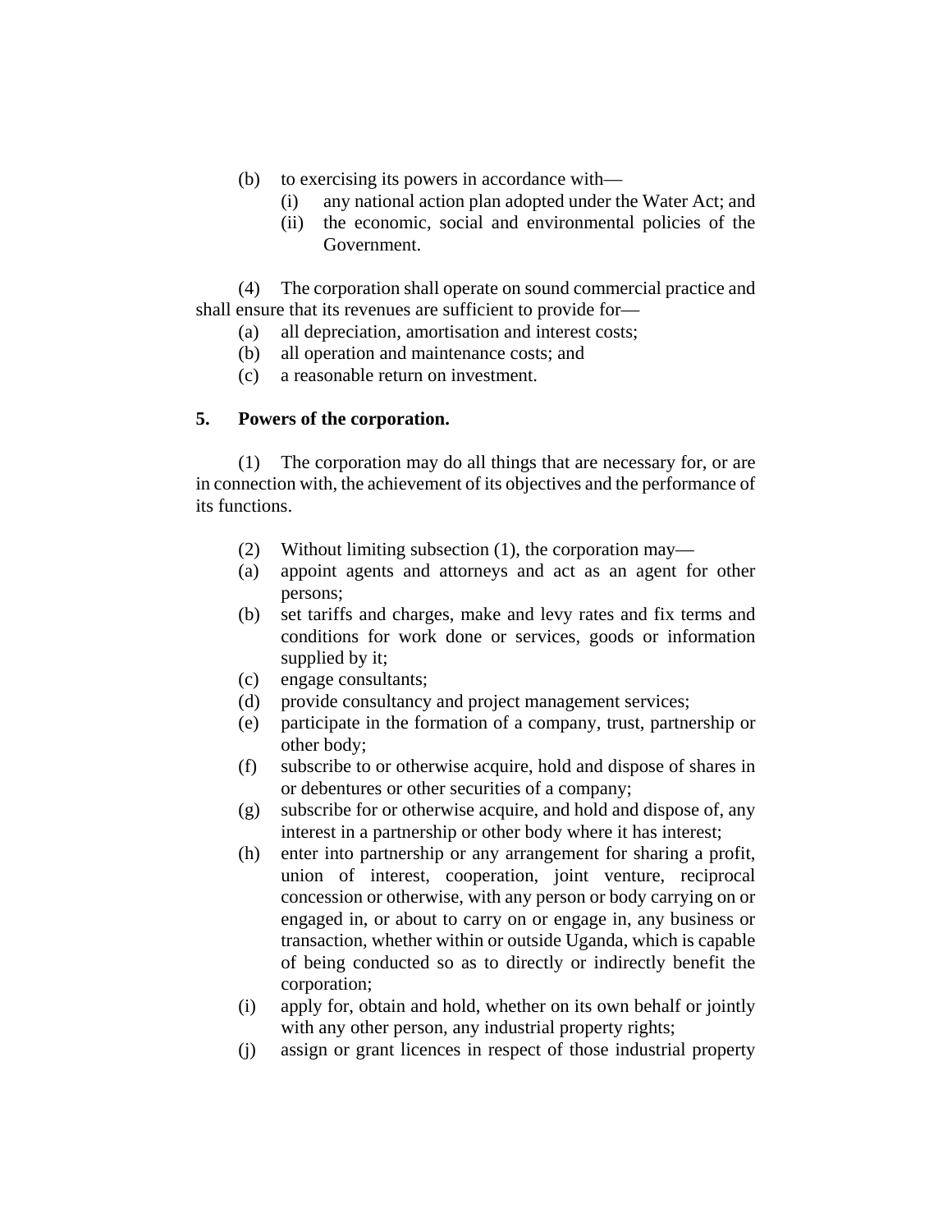(b) to exercising its powers in accordance with—

   (i) any national action plan adopted under the Water Act; and

   (ii) the economic, social and environmental policies of the Government.

(4) The corporation shall operate on sound commercial practice and shall ensure that its revenues are sufficient to provide for—

(a) all depreciation, amortisation and interest costs;

(b) all operation and maintenance costs; and

(c) a reasonable return on investment.

**5. Powers of the corporation.**

(1) The corporation may do all things that are necessary for, or are in connection with, the achievement of its objectives and the performance of its functions.

(2) Without limiting subsection (1), the corporation may—

(a) appoint agents and attorneys and act as an agent for other persons;

(b) set tariffs and charges, make and levy rates and fix terms and conditions for work done or services, goods or information supplied by it;

(c) engage consultants;

(d) provide consultancy and project management services;

(e) participate in the formation of a company, trust, partnership or other body;

(f) subscribe to or otherwise acquire, hold and dispose of shares in or debentures or other securities of a company;

(g) subscribe for or otherwise acquire, and hold and dispose of, any interest in a partnership or other body where it has interest;

(h) enter into partnership or any arrangement for sharing a profit, union of interest, cooperation, joint venture, reciprocal concession or otherwise, with any person or body carrying on or engaged in, or about to carry on or engage in, any business or transaction, whether within or outside Uganda, which is capable of being conducted so as to directly or indirectly benefit the corporation;

(i) apply for, obtain and hold, whether on its own behalf or jointly with any other person, any industrial property rights;

(j) assign or grant licences in respect of those industrial property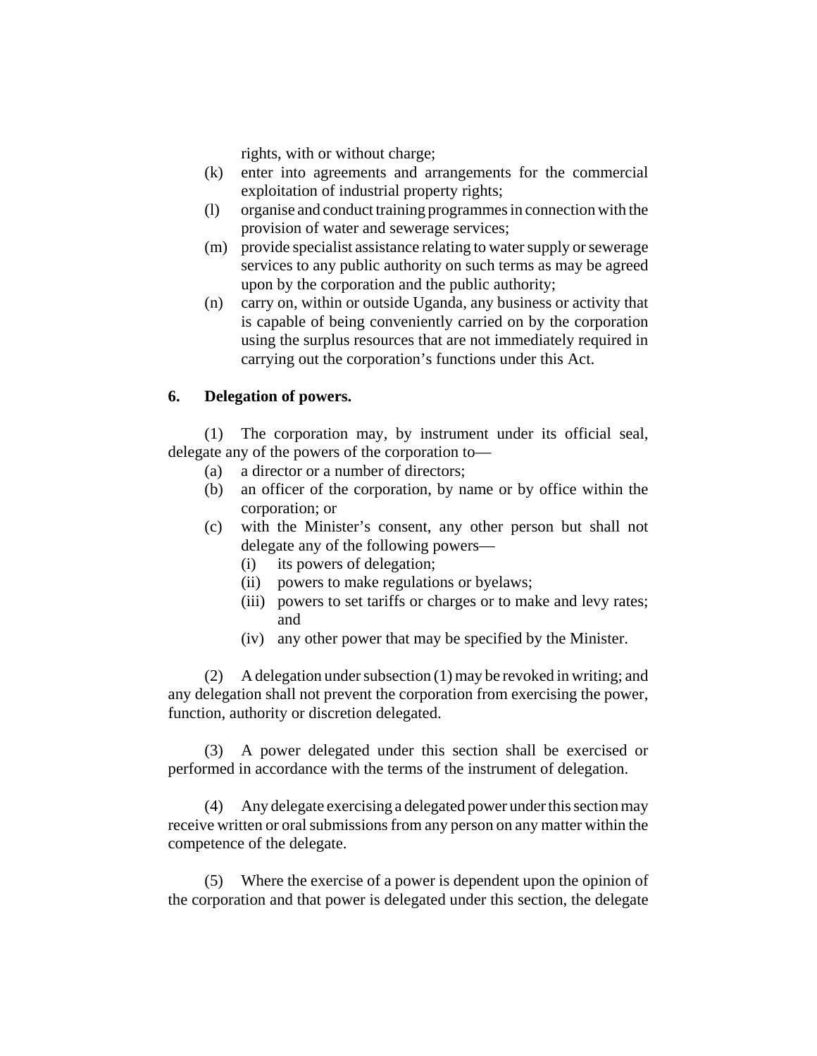rights, with or without charge;

(k) enter into agreements and arrangements for the commercial exploitation of industrial property rights;

(l) organise and conduct training programmes in connection with the provision of water and sewerage services;

(m) provide specialist assistance relating to water supply or sewerage services to any public authority on such terms as may be agreed upon by the corporation and the public authority;

(n) carry on, within or outside Uganda, any business or activity that is capable of being conveniently carried on by the corporation using the surplus resources that are not immediately required in carrying out the corporation's functions under this Act.

**6. Delegation of powers.**

(1) The corporation may, by instrument under its official seal, delegate any of the powers of the corporation to—

(a) a director or a number of directors;

(b) an officer of the corporation, by name or by office within the corporation; or

(c) with the Minister's consent, any other person but shall not delegate any of the following powers—

(i) its powers of delegation;

(ii) powers to make regulations or byelaws;

(iii) powers to set tariffs or charges or to make and levy rates; and

(iv) any other power that may be specified by the Minister.

(2) A delegation under subsection (1) may be revoked in writing; and any delegation shall not prevent the corporation from exercising the power, function, authority or discretion delegated.

(3) A power delegated under this section shall be exercised or performed in accordance with the terms of the instrument of delegation.

(4) Any delegate exercising a delegated power under this section may receive written or oral submissions from any person on any matter within the competence of the delegate.

(5) Where the exercise of a power is dependent upon the opinion of the corporation and that power is delegated under this section, the delegate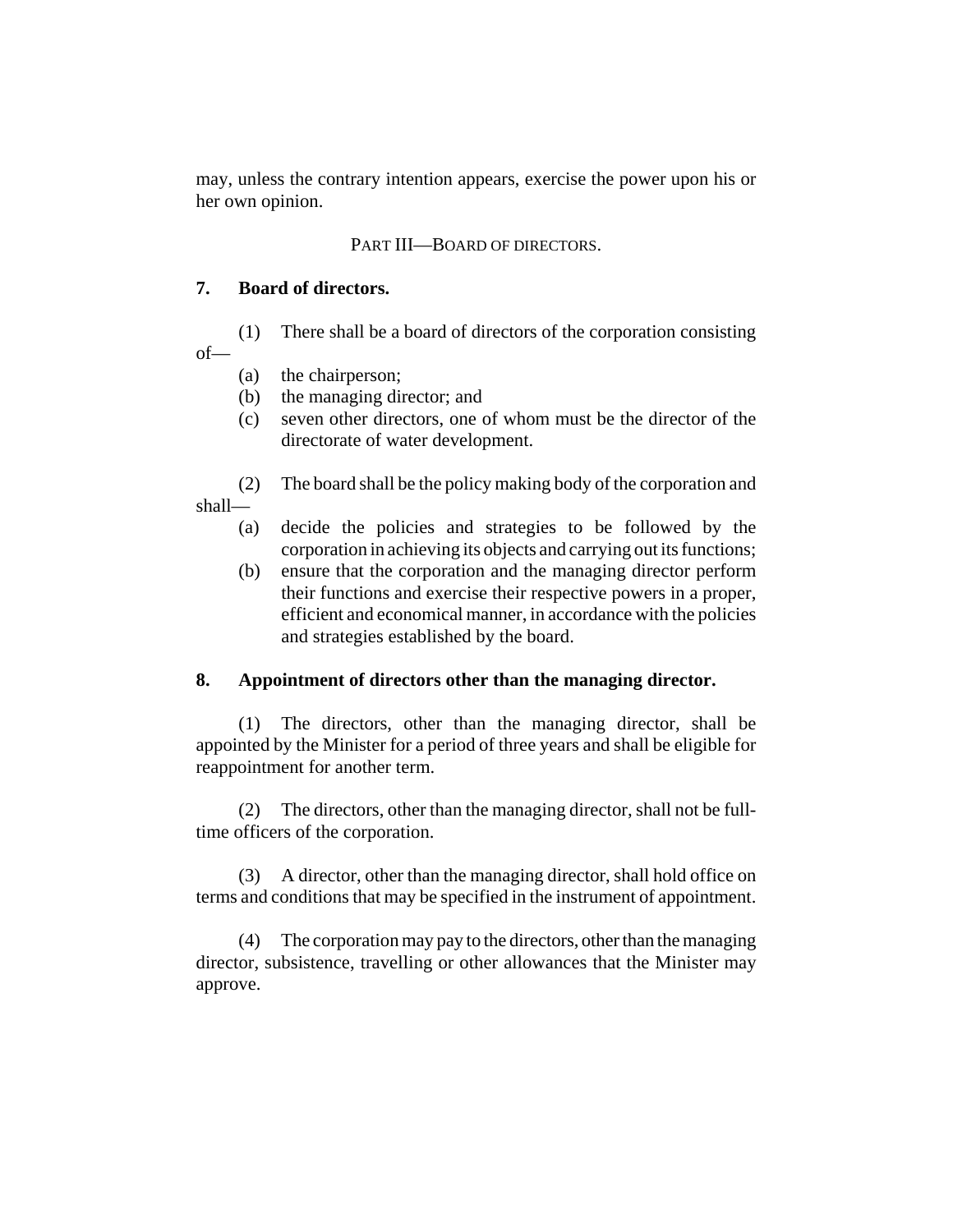may, unless the contrary intention appears, exercise the power upon his or her own opinion.

## PART III—BOARD OF DIRECTORS.

### 7. Board of directors.

(1) There shall be a board of directors of the corporation consisting of—

(a) the chairperson;

(b) the managing director; and

(c) seven other directors, one of whom must be the director of the directorate of water development.

(2) The board shall be the policy making body of the corporation and shall—

(a) decide the policies and strategies to be followed by the corporation in achieving its objects and carrying out its functions;

(b) ensure that the corporation and the managing director perform their functions and exercise their respective powers in a proper, efficient and economical manner, in accordance with the policies and strategies established by the board.

### 8. Appointment of directors other than the managing director.

(1) The directors, other than the managing director, shall be appointed by the Minister for a period of three years and shall be eligible for reappointment for another term.

(2) The directors, other than the managing director, shall not be full-time officers of the corporation.

(3) A director, other than the managing director, shall hold office on terms and conditions that may be specified in the instrument of appointment.

(4) The corporation may pay to the directors, other than the managing director, subsistence, travelling or other allowances that the Minister may approve.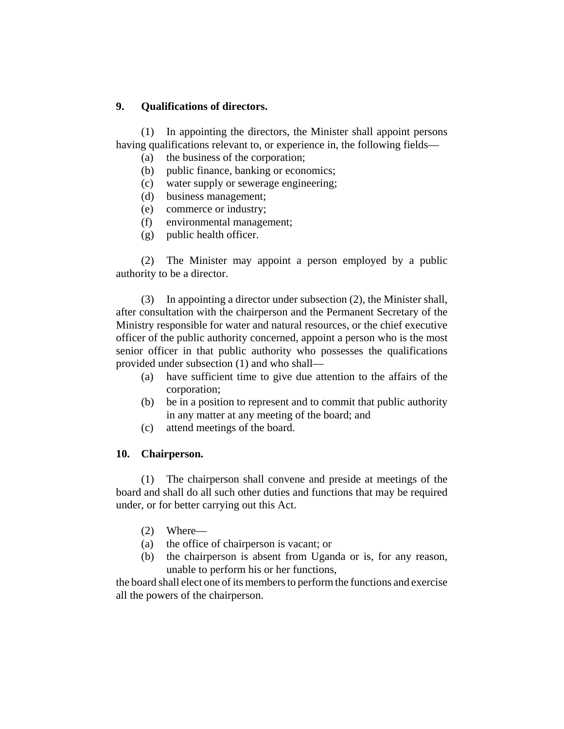**9. Qualifications of directors.**

(1) In appointing the directors, the Minister shall appoint persons having qualifications relevant to, or experience in, the following fields—

(a) the business of the corporation;
(b) public finance, banking or economics;
(c) water supply or sewerage engineering;
(d) business management;
(e) commerce or industry;
(f) environmental management;
(g) public health officer.

(2) The Minister may appoint a person employed by a public authority to be a director.

(3) In appointing a director under subsection (2), the Minister shall, after consultation with the chairperson and the Permanent Secretary of the Ministry responsible for water and natural resources, or the chief executive officer of the public authority concerned, appoint a person who is the most senior officer in that public authority who possesses the qualifications provided under subsection (1) and who shall—

(a) have sufficient time to give due attention to the affairs of the corporation;
(b) be in a position to represent and to commit that public authority in any matter at any meeting of the board; and
(c) attend meetings of the board.

**10. Chairperson.**

(1) The chairperson shall convene and preside at meetings of the board and shall do all such other duties and functions that may be required under, or for better carrying out this Act.

(2) Where—

(a) the office of chairperson is vacant; or
(b) the chairperson is absent from Uganda or is, for any reason, unable to perform his or her functions,

the board shall elect one of its members to perform the functions and exercise all the powers of the chairperson.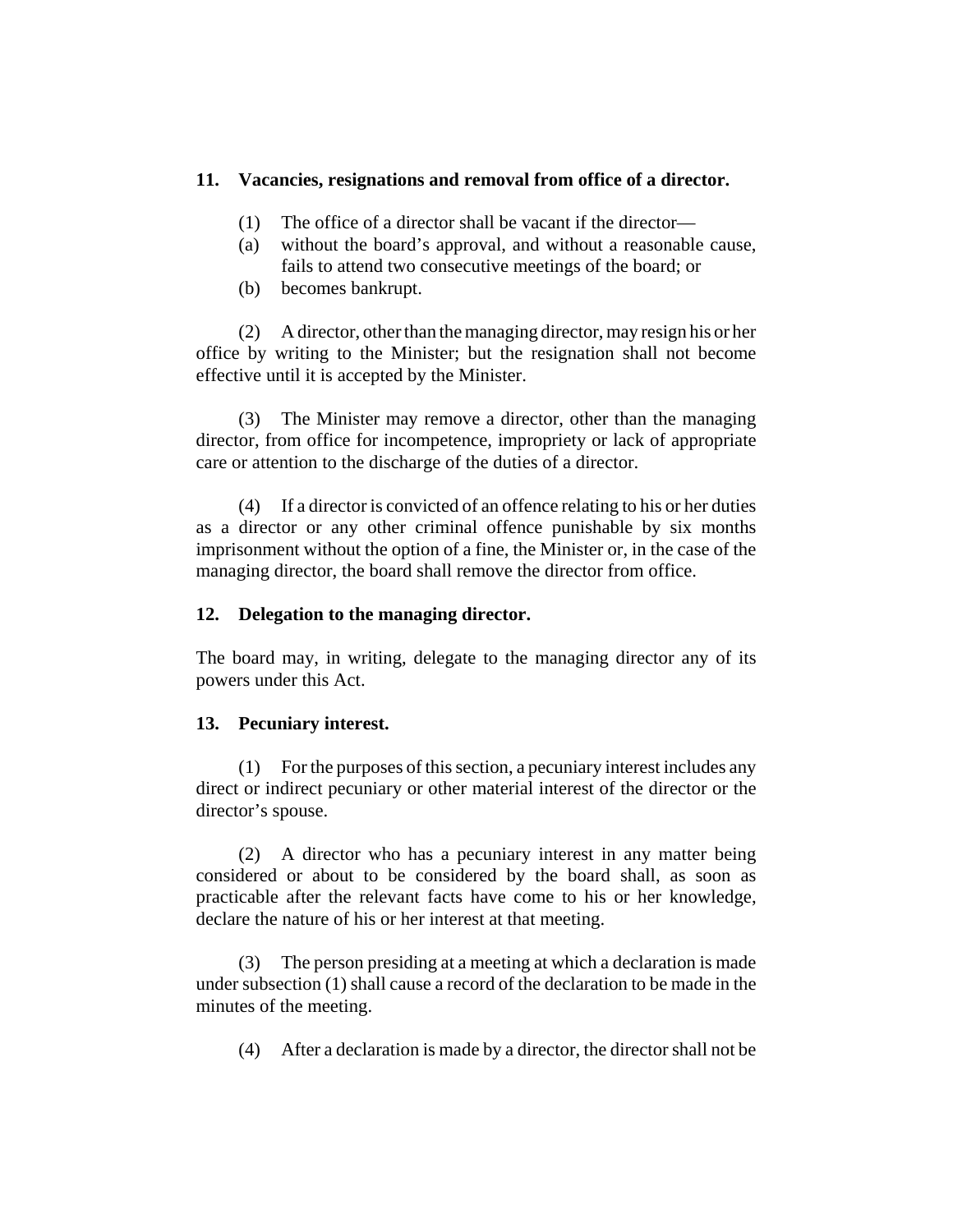### 11. Vacancies, resignations and removal from office of a director.

(1) The office of a director shall be vacant if the director—

(a) without the board's approval, and without a reasonable cause, fails to attend two consecutive meetings of the board; or

(b) becomes bankrupt.

(2) A director, other than the managing director, may resign his or her office by writing to the Minister; but the resignation shall not become effective until it is accepted by the Minister.

(3) The Minister may remove a director, other than the managing director, from office for incompetence, impropriety or lack of appropriate care or attention to the discharge of the duties of a director.

(4) If a director is convicted of an offence relating to his or her duties as a director or any other criminal offence punishable by six months imprisonment without the option of a fine, the Minister or, in the case of the managing director, the board shall remove the director from office.

### 12. Delegation to the managing director.

The board may, in writing, delegate to the managing director any of its powers under this Act.

### 13. Pecuniary interest.

(1) For the purposes of this section, a pecuniary interest includes any direct or indirect pecuniary or other material interest of the director or the director's spouse.

(2) A director who has a pecuniary interest in any matter being considered or about to be considered by the board shall, as soon as practicable after the relevant facts have come to his or her knowledge, declare the nature of his or her interest at that meeting.

(3) The person presiding at a meeting at which a declaration is made under subsection (1) shall cause a record of the declaration to be made in the minutes of the meeting.

(4) After a declaration is made by a director, the director shall not be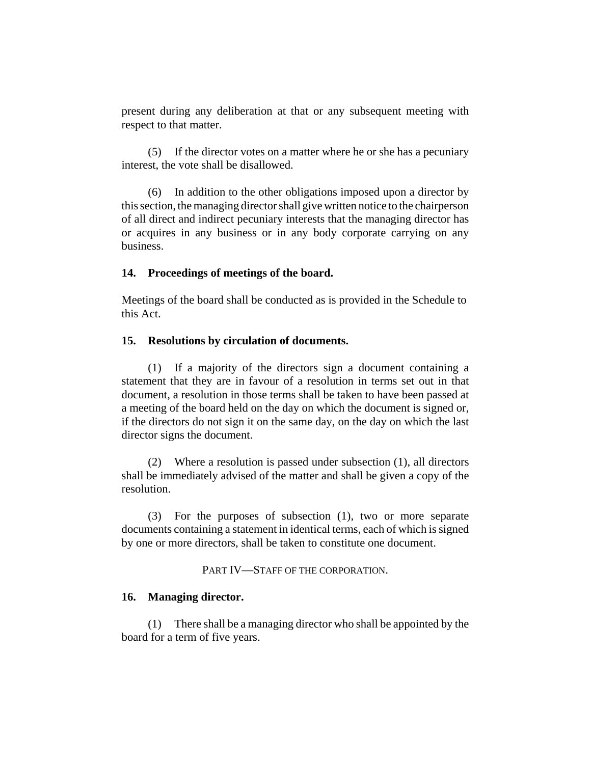present during any deliberation at that or any subsequent meeting with respect to that matter.

(5) If the director votes on a matter where he or she has a pecuniary interest, the vote shall be disallowed.

(6) In addition to the other obligations imposed upon a director by this section, the managing director shall give written notice to the chairperson of all direct and indirect pecuniary interests that the managing director has or acquires in any business or in any body corporate carrying on any business.

**14. Proceedings of meetings of the board.**

Meetings of the board shall be conducted as is provided in the Schedule to this Act.

**15. Resolutions by circulation of documents.**

(1) If a majority of the directors sign a document containing a statement that they are in favour of a resolution in terms set out in that document, a resolution in those terms shall be taken to have been passed at a meeting of the board held on the day on which the document is signed or, if the directors do not sign it on the same day, on the day on which the last director signs the document.

(2) Where a resolution is passed under subsection (1), all directors shall be immediately advised of the matter and shall be given a copy of the resolution.

(3) For the purposes of subsection (1), two or more separate documents containing a statement in identical terms, each of which is signed by one or more directors, shall be taken to constitute one document.

PART IV—STAFF OF THE CORPORATION.

**16. Managing director.**

(1) There shall be a managing director who shall be appointed by the board for a term of five years.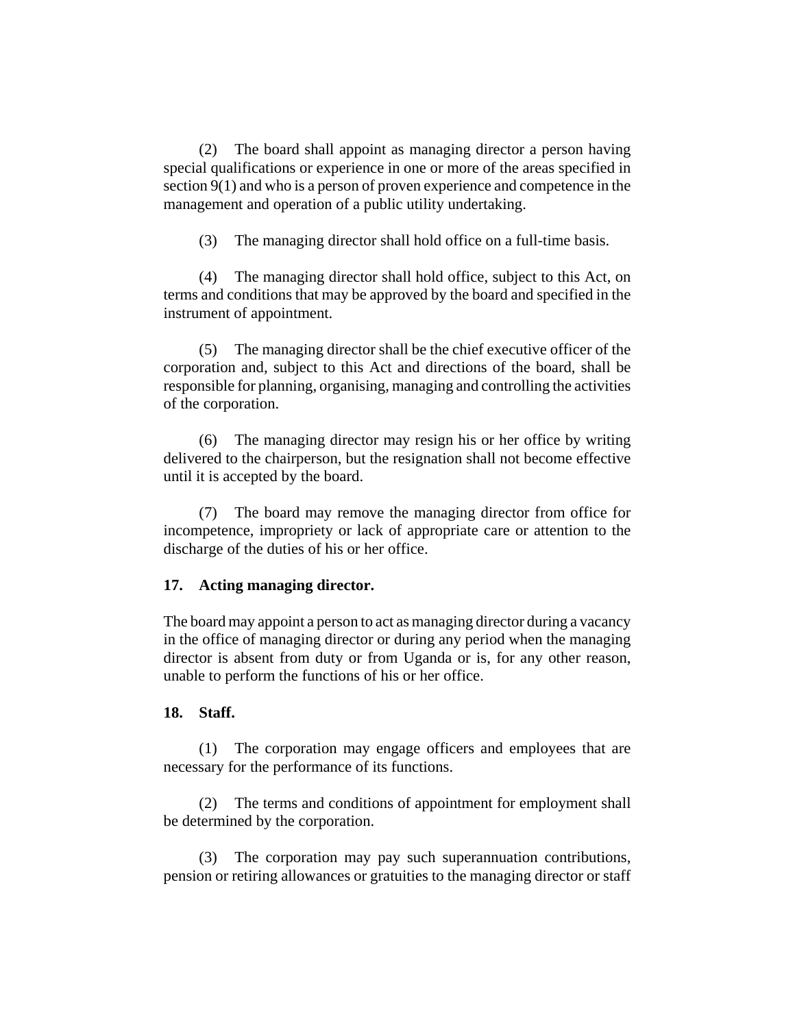(2) The board shall appoint as managing director a person having special qualifications or experience in one or more of the areas specified in section 9(1) and who is a person of proven experience and competence in the management and operation of a public utility undertaking.

(3) The managing director shall hold office on a full-time basis.

(4) The managing director shall hold office, subject to this Act, on terms and conditions that may be approved by the board and specified in the instrument of appointment.

(5) The managing director shall be the chief executive officer of the corporation and, subject to this Act and directions of the board, shall be responsible for planning, organising, managing and controlling the activities of the corporation.

(6) The managing director may resign his or her office by writing delivered to the chairperson, but the resignation shall not become effective until it is accepted by the board.

(7) The board may remove the managing director from office for incompetence, impropriety or lack of appropriate care or attention to the discharge of the duties of his or her office.

### 17. Acting managing director.

The board may appoint a person to act as managing director during a vacancy in the office of managing director or during any period when the managing director is absent from duty or from Uganda or is, for any other reason, unable to perform the functions of his or her office.

### 18. Staff.

(1) The corporation may engage officers and employees that are necessary for the performance of its functions.

(2) The terms and conditions of appointment for employment shall be determined by the corporation.

(3) The corporation may pay such superannuation contributions, pension or retiring allowances or gratuities to the managing director or staff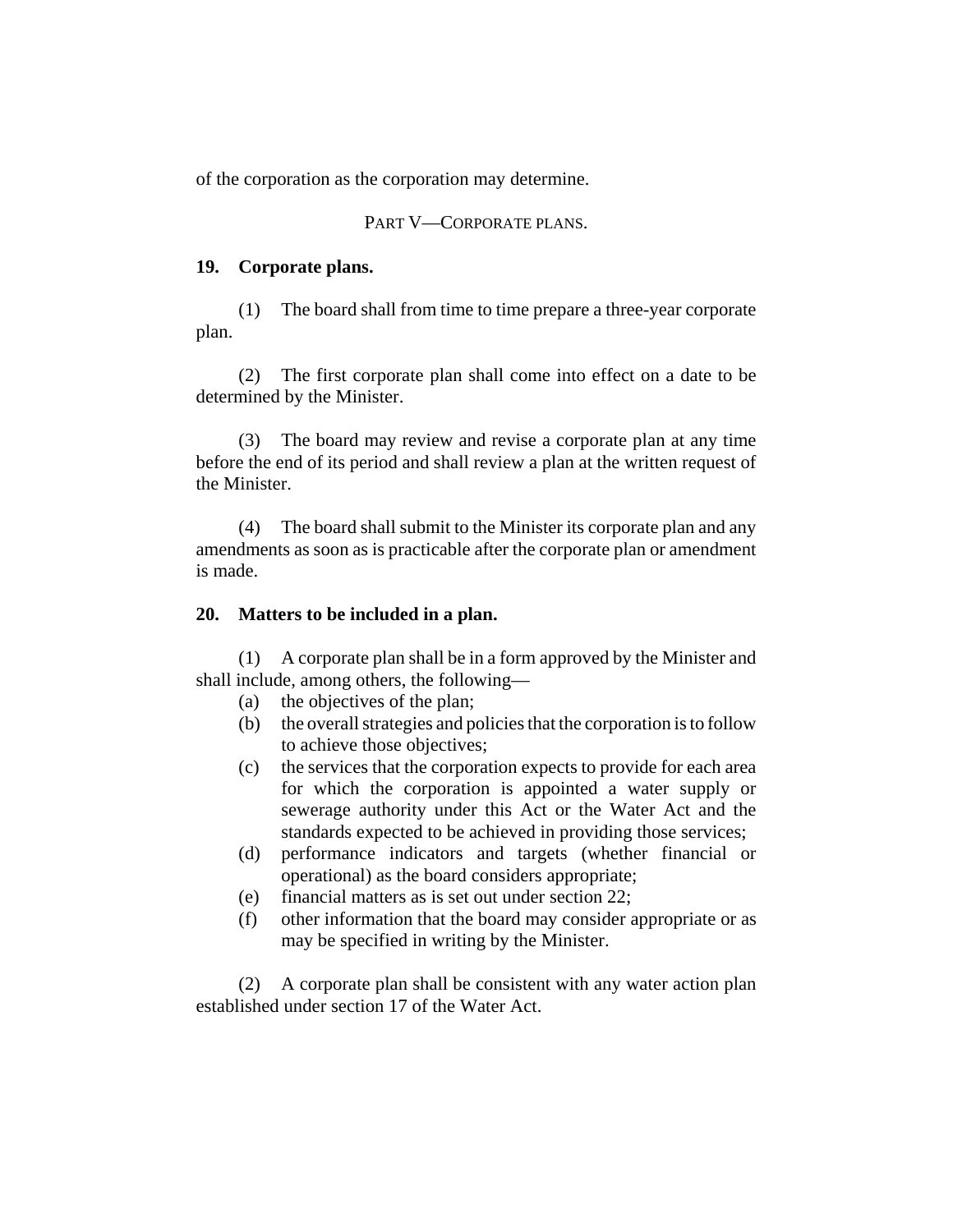of the corporation as the corporation may determine.

## PART V—CORPORATE PLANS.

### 19. Corporate plans.

(1) The board shall from time to time prepare a three-year corporate plan.

(2) The first corporate plan shall come into effect on a date to be determined by the Minister.

(3) The board may review and revise a corporate plan at any time before the end of its period and shall review a plan at the written request of the Minister.

(4) The board shall submit to the Minister its corporate plan and any amendments as soon as is practicable after the corporate plan or amendment is made.

### 20. Matters to be included in a plan.

(1) A corporate plan shall be in a form approved by the Minister and shall include, among others, the following—

(a) the objectives of the plan;

(b) the overall strategies and policies that the corporation is to follow to achieve those objectives;

(c) the services that the corporation expects to provide for each area for which the corporation is appointed a water supply or sewerage authority under this Act or the Water Act and the standards expected to be achieved in providing those services;

(d) performance indicators and targets (whether financial or operational) as the board considers appropriate;

(e) financial matters as is set out under section 22;

(f) other information that the board may consider appropriate or as may be specified in writing by the Minister.

(2) A corporate plan shall be consistent with any water action plan established under section 17 of the Water Act.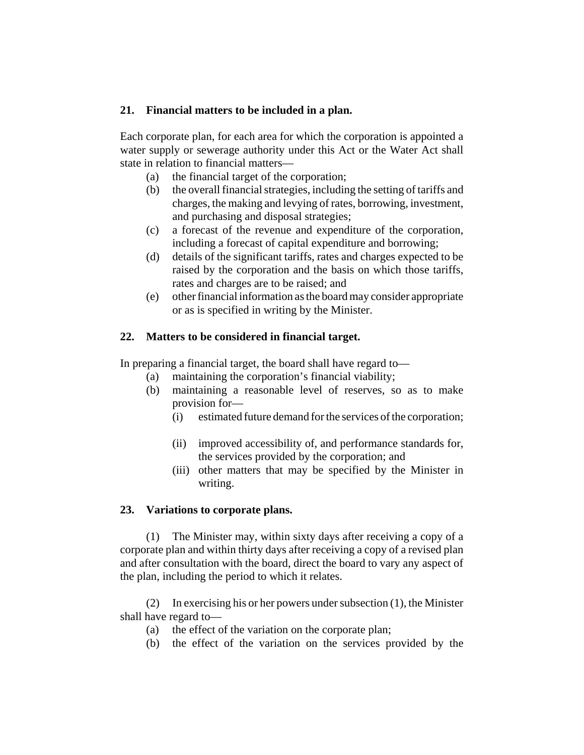### 21. Financial matters to be included in a plan.

Each corporate plan, for each area for which the corporation is appointed a water supply or sewerage authority under this Act or the Water Act shall state in relation to financial matters—

(a) the financial target of the corporation;

(b) the overall financial strategies, including the setting of tariffs and charges, the making and levying of rates, borrowing, investment, and purchasing and disposal strategies;

(c) a forecast of the revenue and expenditure of the corporation, including a forecast of capital expenditure and borrowing;

(d) details of the significant tariffs, rates and charges expected to be raised by the corporation and the basis on which those tariffs, rates and charges are to be raised; and

(e) other financial information as the board may consider appropriate or as is specified in writing by the Minister.

### 22. Matters to be considered in financial target.

In preparing a financial target, the board shall have regard to—

(a) maintaining the corporation's financial viability;

(b) maintaining a reasonable level of reserves, so as to make provision for—

(i) estimated future demand for the services of the corporation;

(ii) improved accessibility of, and performance standards for, the services provided by the corporation; and

(iii) other matters that may be specified by the Minister in writing.

### 23. Variations to corporate plans.

(1) The Minister may, within sixty days after receiving a copy of a corporate plan and within thirty days after receiving a copy of a revised plan and after consultation with the board, direct the board to vary any aspect of the plan, including the period to which it relates.

(2) In exercising his or her powers under subsection (1), the Minister shall have regard to—

(a) the effect of the variation on the corporate plan;

(b) the effect of the variation on the services provided by the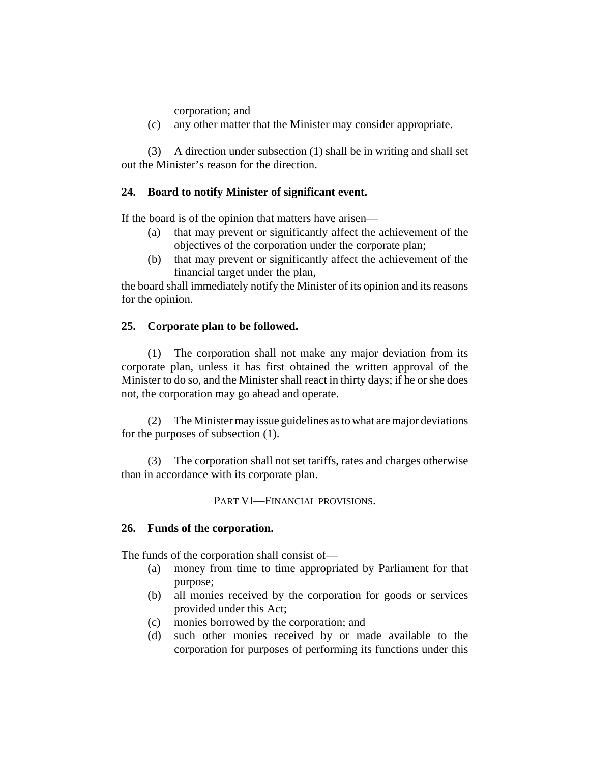corporation; and

(c) any other matter that the Minister may consider appropriate.

(3) A direction under subsection (1) shall be in writing and shall set out the Minister's reason for the direction.

**24. Board to notify Minister of significant event.**

If the board is of the opinion that matters have arisen—

(a) that may prevent or significantly affect the achievement of the objectives of the corporation under the corporate plan;

(b) that may prevent or significantly affect the achievement of the financial target under the plan,

the board shall immediately notify the Minister of its opinion and its reasons for the opinion.

**25. Corporate plan to be followed.**

(1) The corporation shall not make any major deviation from its corporate plan, unless it has first obtained the written approval of the Minister to do so, and the Minister shall react in thirty days; if he or she does not, the corporation may go ahead and operate.

(2) The Minister may issue guidelines as to what are major deviations for the purposes of subsection (1).

(3) The corporation shall not set tariffs, rates and charges otherwise than in accordance with its corporate plan.

PART VI—FINANCIAL PROVISIONS.

**26. Funds of the corporation.**

The funds of the corporation shall consist of—

(a) money from time to time appropriated by Parliament for that purpose;

(b) all monies received by the corporation for goods or services provided under this Act;

(c) monies borrowed by the corporation; and

(d) such other monies received by or made available to the corporation for purposes of performing its functions under this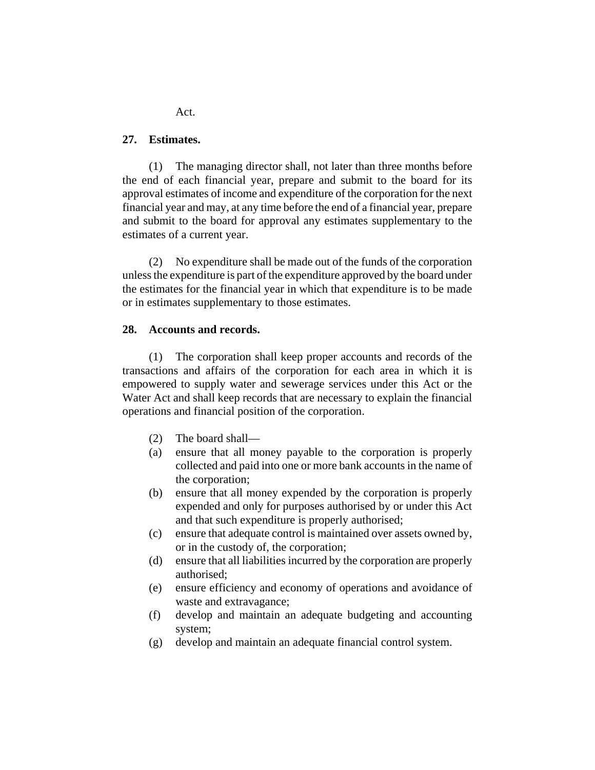Act.

### 27. Estimates.

(1) The managing director shall, not later than three months before the end of each financial year, prepare and submit to the board for its approval estimates of income and expenditure of the corporation for the next financial year and may, at any time before the end of a financial year, prepare and submit to the board for approval any estimates supplementary to the estimates of a current year.

(2) No expenditure shall be made out of the funds of the corporation unless the expenditure is part of the expenditure approved by the board under the estimates for the financial year in which that expenditure is to be made or in estimates supplementary to those estimates.

### 28. Accounts and records.

(1) The corporation shall keep proper accounts and records of the transactions and affairs of the corporation for each area in which it is empowered to supply water and sewerage services under this Act or the Water Act and shall keep records that are necessary to explain the financial operations and financial position of the corporation.

(2) The board shall—

(a) ensure that all money payable to the corporation is properly collected and paid into one or more bank accounts in the name of the corporation;

(b) ensure that all money expended by the corporation is properly expended and only for purposes authorised by or under this Act and that such expenditure is properly authorised;

(c) ensure that adequate control is maintained over assets owned by, or in the custody of, the corporation;

(d) ensure that all liabilities incurred by the corporation are properly authorised;

(e) ensure efficiency and economy of operations and avoidance of waste and extravagance;

(f) develop and maintain an adequate budgeting and accounting system;

(g) develop and maintain an adequate financial control system.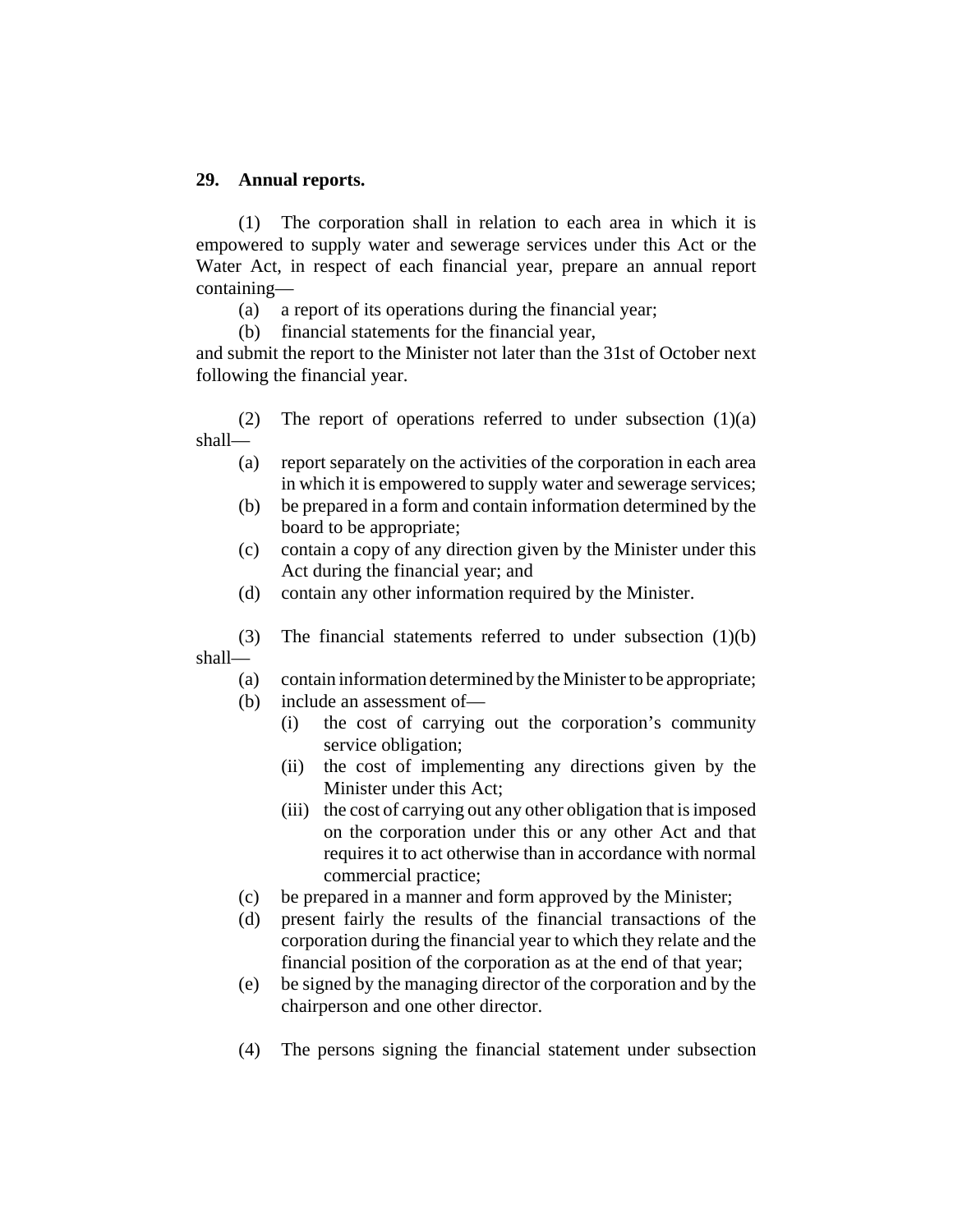**29. Annual reports.**

(1) The corporation shall in relation to each area in which it is empowered to supply water and sewerage services under this Act or the Water Act, in respect of each financial year, prepare an annual report containing—

(a) a report of its operations during the financial year;

(b) financial statements for the financial year,

and submit the report to the Minister not later than the 31st of October next following the financial year.

(2) The report of operations referred to under subsection (1)(a) shall—

(a) report separately on the activities of the corporation in each area in which it is empowered to supply water and sewerage services;

(b) be prepared in a form and contain information determined by the board to be appropriate;

(c) contain a copy of any direction given by the Minister under this Act during the financial year; and

(d) contain any other information required by the Minister.

(3) The financial statements referred to under subsection (1)(b) shall—

(a) contain information determined by the Minister to be appropriate;

(b) include an assessment of—

(i) the cost of carrying out the corporation's community service obligation;

(ii) the cost of implementing any directions given by the Minister under this Act;

(iii) the cost of carrying out any other obligation that is imposed on the corporation under this or any other Act and that requires it to act otherwise than in accordance with normal commercial practice;

(c) be prepared in a manner and form approved by the Minister;

(d) present fairly the results of the financial transactions of the corporation during the financial year to which they relate and the financial position of the corporation as at the end of that year;

(e) be signed by the managing director of the corporation and by the chairperson and one other director.

(4) The persons signing the financial statement under subsection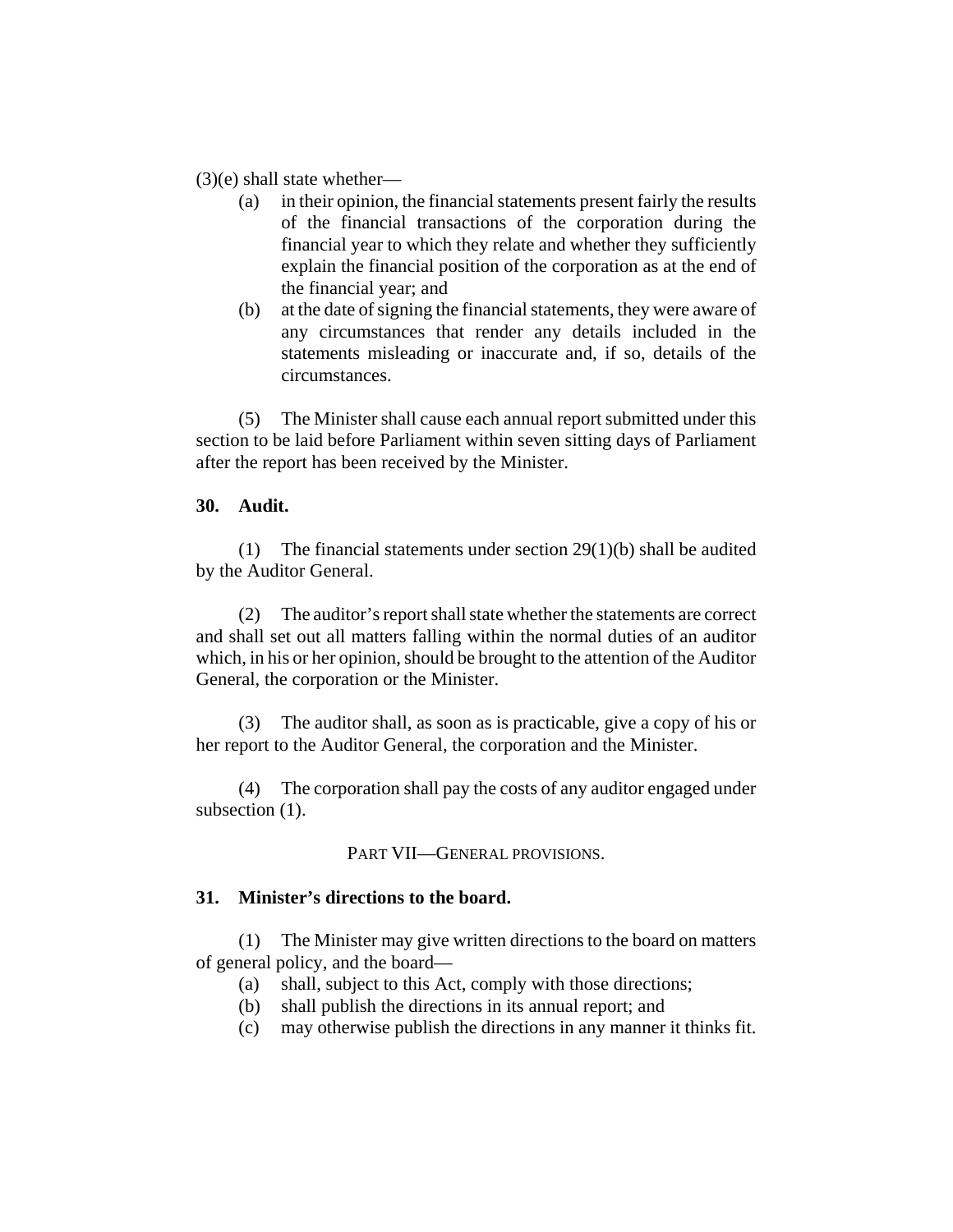(3)(e) shall state whether—

(a) in their opinion, the financial statements present fairly the results of the financial transactions of the corporation during the financial year to which they relate and whether they sufficiently explain the financial position of the corporation as at the end of the financial year; and

(b) at the date of signing the financial statements, they were aware of any circumstances that render any details included in the statements misleading or inaccurate and, if so, details of the circumstances.

(5) The Minister shall cause each annual report submitted under this section to be laid before Parliament within seven sitting days of Parliament after the report has been received by the Minister.

**30. Audit.**

(1) The financial statements under section 29(1)(b) shall be audited by the Auditor General.

(2) The auditor's report shall state whether the statements are correct and shall set out all matters falling within the normal duties of an auditor which, in his or her opinion, should be brought to the attention of the Auditor General, the corporation or the Minister.

(3) The auditor shall, as soon as is practicable, give a copy of his or her report to the Auditor General, the corporation and the Minister.

(4) The corporation shall pay the costs of any auditor engaged under subsection (1).

PART VII—GENERAL PROVISIONS.

**31. Minister's directions to the board.**

(1) The Minister may give written directions to the board on matters of general policy, and the board—

(a) shall, subject to this Act, comply with those directions;

(b) shall publish the directions in its annual report; and

(c) may otherwise publish the directions in any manner it thinks fit.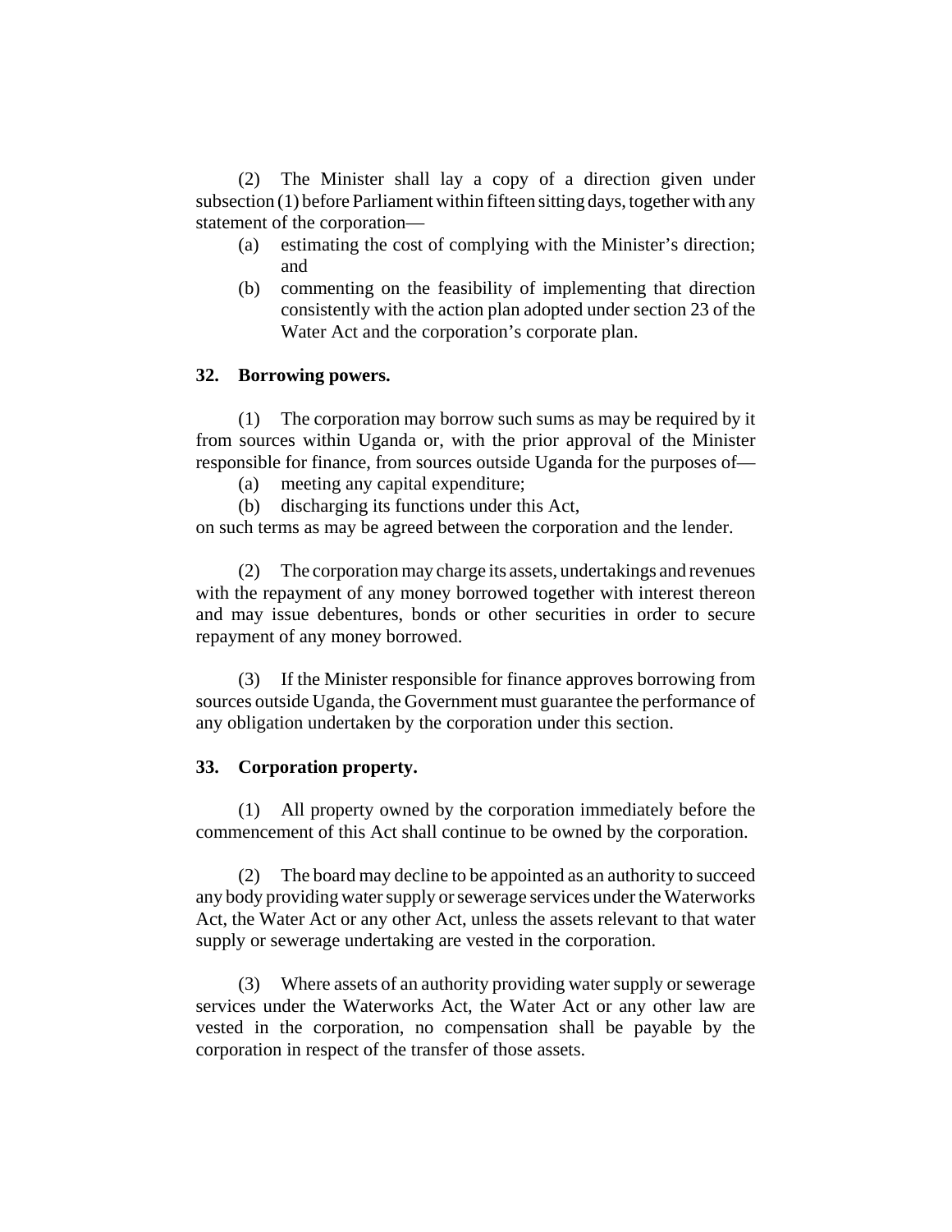(2) The Minister shall lay a copy of a direction given under subsection (1) before Parliament within fifteen sitting days, together with any statement of the corporation—

(a) estimating the cost of complying with the Minister's direction; and

(b) commenting on the feasibility of implementing that direction consistently with the action plan adopted under section 23 of the Water Act and the corporation's corporate plan.

**32. Borrowing powers.**

(1) The corporation may borrow such sums as may be required by it from sources within Uganda or, with the prior approval of the Minister responsible for finance, from sources outside Uganda for the purposes of—

(a) meeting any capital expenditure;

(b) discharging its functions under this Act,

on such terms as may be agreed between the corporation and the lender.

(2) The corporation may charge its assets, undertakings and revenues with the repayment of any money borrowed together with interest thereon and may issue debentures, bonds or other securities in order to secure repayment of any money borrowed.

(3) If the Minister responsible for finance approves borrowing from sources outside Uganda, the Government must guarantee the performance of any obligation undertaken by the corporation under this section.

**33. Corporation property.**

(1) All property owned by the corporation immediately before the commencement of this Act shall continue to be owned by the corporation.

(2) The board may decline to be appointed as an authority to succeed any body providing water supply or sewerage services under the Waterworks Act, the Water Act or any other Act, unless the assets relevant to that water supply or sewerage undertaking are vested in the corporation.

(3) Where assets of an authority providing water supply or sewerage services under the Waterworks Act, the Water Act or any other law are vested in the corporation, no compensation shall be payable by the corporation in respect of the transfer of those assets.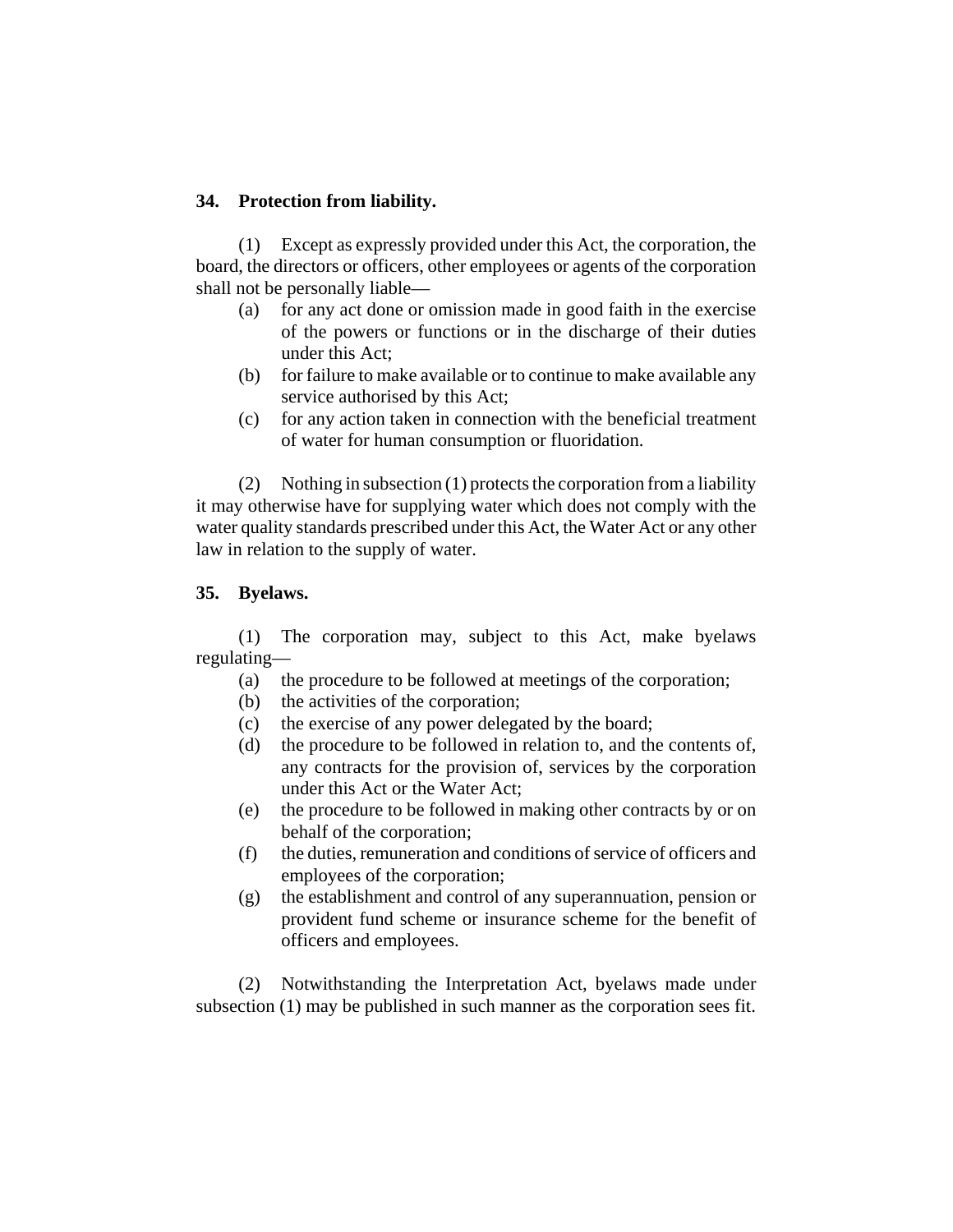### 34. Protection from liability.

(1) Except as expressly provided under this Act, the corporation, the board, the directors or officers, other employees or agents of the corporation shall not be personally liable—

(a) for any act done or omission made in good faith in the exercise of the powers or functions or in the discharge of their duties under this Act;

(b) for failure to make available or to continue to make available any service authorised by this Act;

(c) for any action taken in connection with the beneficial treatment of water for human consumption or fluoridation.

(2) Nothing in subsection (1) protects the corporation from a liability it may otherwise have for supplying water which does not comply with the water quality standards prescribed under this Act, the Water Act or any other law in relation to the supply of water.

### 35. Byelaws.

(1) The corporation may, subject to this Act, make byelaws regulating—

(a) the procedure to be followed at meetings of the corporation;

(b) the activities of the corporation;

(c) the exercise of any power delegated by the board;

(d) the procedure to be followed in relation to, and the contents of, any contracts for the provision of, services by the corporation under this Act or the Water Act;

(e) the procedure to be followed in making other contracts by or on behalf of the corporation;

(f) the duties, remuneration and conditions of service of officers and employees of the corporation;

(g) the establishment and control of any superannuation, pension or provident fund scheme or insurance scheme for the benefit of officers and employees.

(2) Notwithstanding the Interpretation Act, byelaws made under subsection (1) may be published in such manner as the corporation sees fit.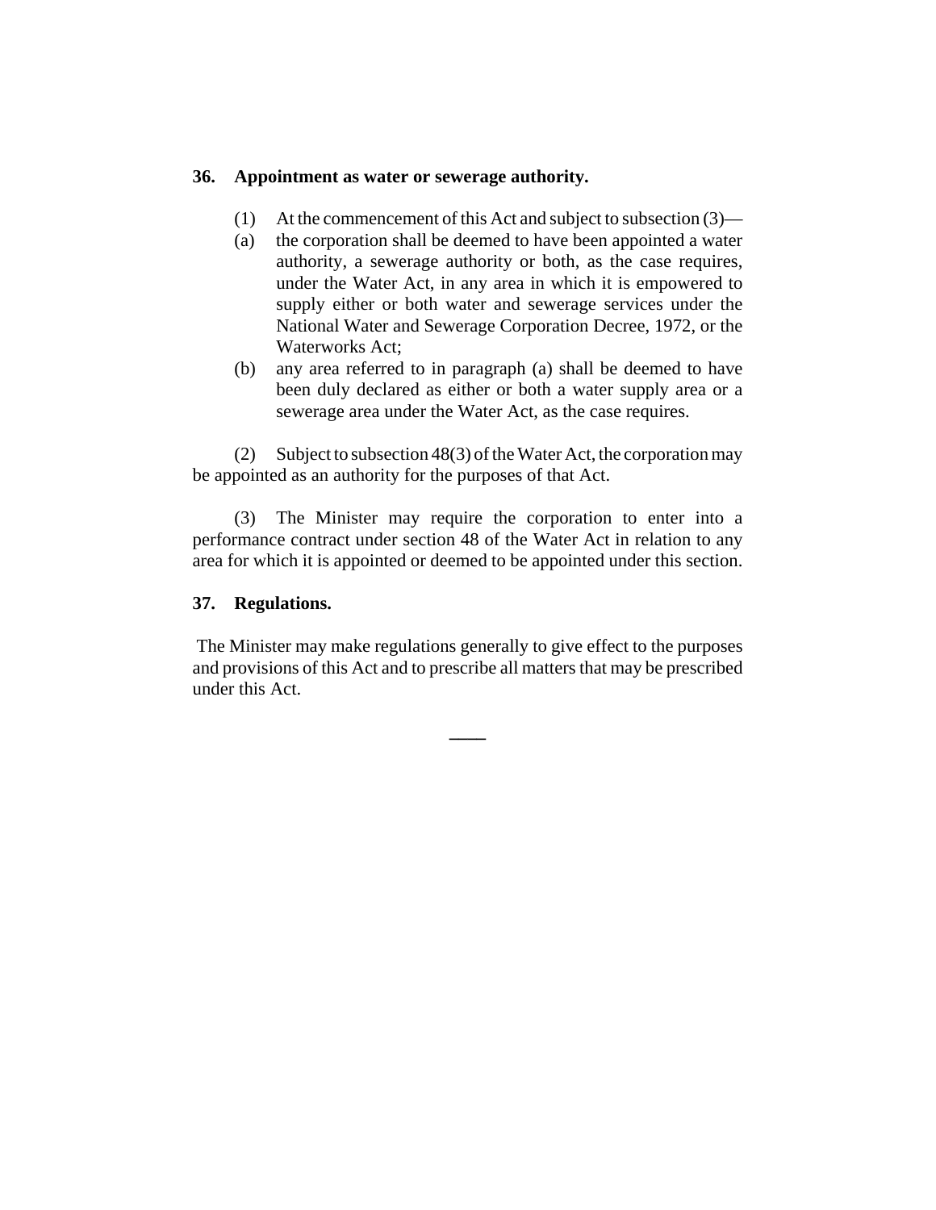**36. Appointment as water or sewerage authority.**

(1) At the commencement of this Act and subject to subsection (3)—

(a) the corporation shall be deemed to have been appointed a water authority, a sewerage authority or both, as the case requires, under the Water Act, in any area in which it is empowered to supply either or both water and sewerage services under the National Water and Sewerage Corporation Decree, 1972, or the Waterworks Act;

(b) any area referred to in paragraph (a) shall be deemed to have been duly declared as either or both a water supply area or a sewerage area under the Water Act, as the case requires.

(2) Subject to subsection 48(3) of the Water Act, the corporation may be appointed as an authority for the purposes of that Act.

(3) The Minister may require the corporation to enter into a performance contract under section 48 of the Water Act in relation to any area for which it is appointed or deemed to be appointed under this section.

**37. Regulations.**

The Minister may make regulations generally to give effect to the purposes and provisions of this Act and to prescribe all matters that may be prescribed under this Act.

—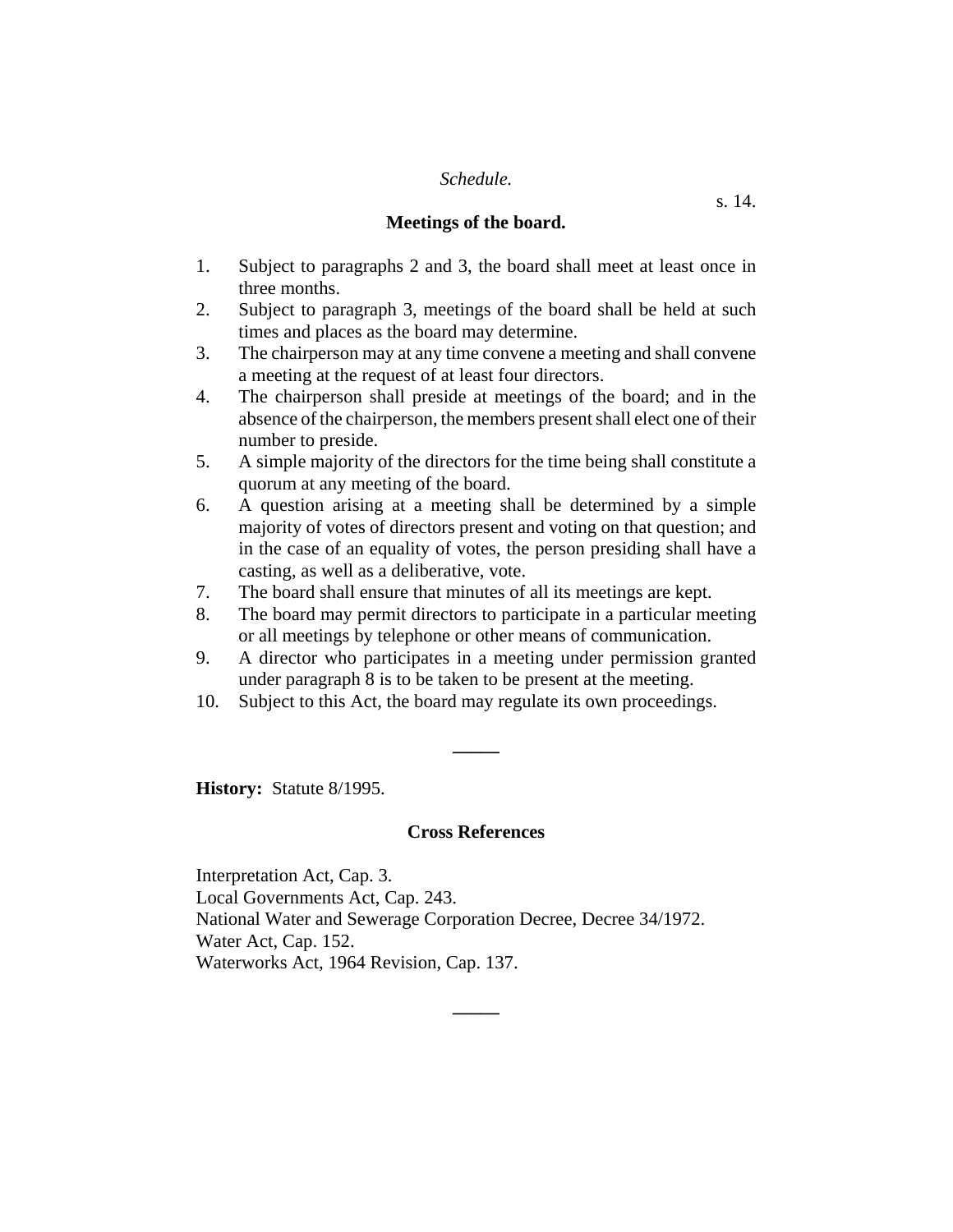*Schedule.*

s. 14.

**Meetings of the board.**

1. Subject to paragraphs 2 and 3, the board shall meet at least once in three months.
2. Subject to paragraph 3, meetings of the board shall be held at such times and places as the board may determine.
3. The chairperson may at any time convene a meeting and shall convene a meeting at the request of at least four directors.
4. The chairperson shall preside at meetings of the board; and in the absence of the chairperson, the members present shall elect one of their number to preside.
5. A simple majority of the directors for the time being shall constitute a quorum at any meeting of the board.
6. A question arising at a meeting shall be determined by a simple majority of votes of directors present and voting on that question; and in the case of an equality of votes, the person presiding shall have a casting, as well as a deliberative, vote.
7. The board shall ensure that minutes of all its meetings are kept.
8. The board may permit directors to participate in a particular meeting or all meetings by telephone or other means of communication.
9. A director who participates in a meeting under permission granted under paragraph 8 is to be taken to be present at the meeting.
10. Subject to this Act, the board may regulate its own proceedings.

---

**History:** Statute 8/1995.

**Cross References**

Interpretation Act, Cap. 3.
Local Governments Act, Cap. 243.
National Water and Sewerage Corporation Decree, Decree 34/1972.
Water Act, Cap. 152.
Waterworks Act, 1964 Revision, Cap. 137.

---